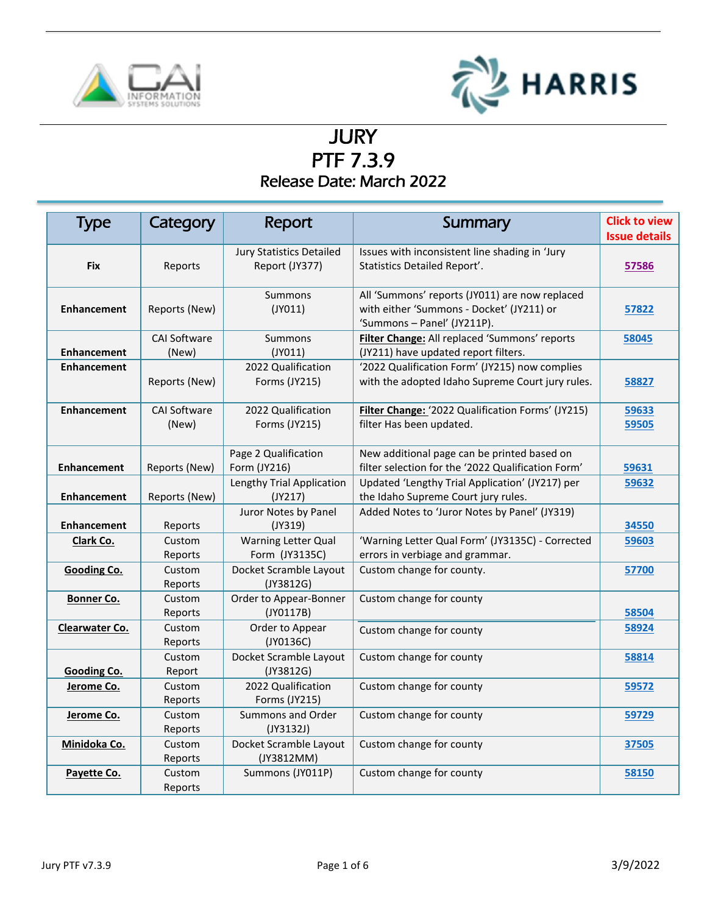# JURY
# PTF 7.3.9
## Release Date: March 2022

| Type | Category | Report | Summary | Click to view Issue details |
|---|---|---|---|---|
| **Fix** | Reports | Jury Statistics Detailed Report (JY377) | Issues with inconsistent line shading in 'Jury Statistics Detailed Report'. | 57586 |
| **Enhancement** | Reports (New) | Summons (JY011) | All 'Summons' reports (JY011) are now replaced with either 'Summons - Docket' (JY211) or 'Summons – Panel' (JY211P). | 57822 |
| **Enhancement** | CAI Software (New) | Summons (JY011) | **Filter Change:** All replaced 'Summons' reports (JY211) have updated report filters. | 58045 |
| **Enhancement** | Reports (New) | 2022 Qualification Forms (JY215) | '2022 Qualification Form' (JY215) now complies with the adopted Idaho Supreme Court jury rules. | 58827 |
| **Enhancement** | CAI Software (New) | 2022 Qualification Forms (JY215) | **Filter Change:** '2022 Qualification Forms' (JY215) filter Has been updated. | 59633<br>59505 |
| **Enhancement** | Reports (New) | Page 2 Qualification Form (JY216) | New additional page can be printed based on filter selection for the '2022 Qualification Form' | 59631 |
| **Enhancement** | Reports (New) | Lengthy Trial Application (JY217) | Updated 'Lengthy Trial Application' (JY217) per the Idaho Supreme Court jury rules. | 59632 |
| **Enhancement** | Reports | Juror Notes by Panel (JY319) | Added Notes to 'Juror Notes by Panel' (JY319) | 34550 |
| **Clark Co.** | Custom Reports | Warning Letter Qual Form (JY3135C) | 'Warning Letter Qual Form' (JY3135C) - Corrected errors in verbiage and grammar. | 59603 |
| **Gooding Co.** | Custom Reports | Docket Scramble Layout (JY3812G) | Custom change for county. | 57700 |
| **Bonner Co.** | Custom Reports | Order to Appear-Bonner (JY0117B) | Custom change for county | 58504 |
| **Clearwater Co.** | Custom Reports | Order to Appear (JY0136C) | Custom change for county | 58924 |
| **Gooding Co.** | Custom Report | Docket Scramble Layout (JY3812G) | Custom change for county | 58814 |
| **Jerome Co.** | Custom Reports | 2022 Qualification Forms (JY215) | Custom change for county | 59572 |
| **Jerome Co.** | Custom Reports | Summons and Order (JY3132J) | Custom change for county | 59729 |
| **Minidoka Co.** | Custom Reports | Docket Scramble Layout (JY3812MM) | Custom change for county | 37505 |
| **Payette Co.** | Custom Reports | Summons (JY011P) | Custom change for county | 58150 |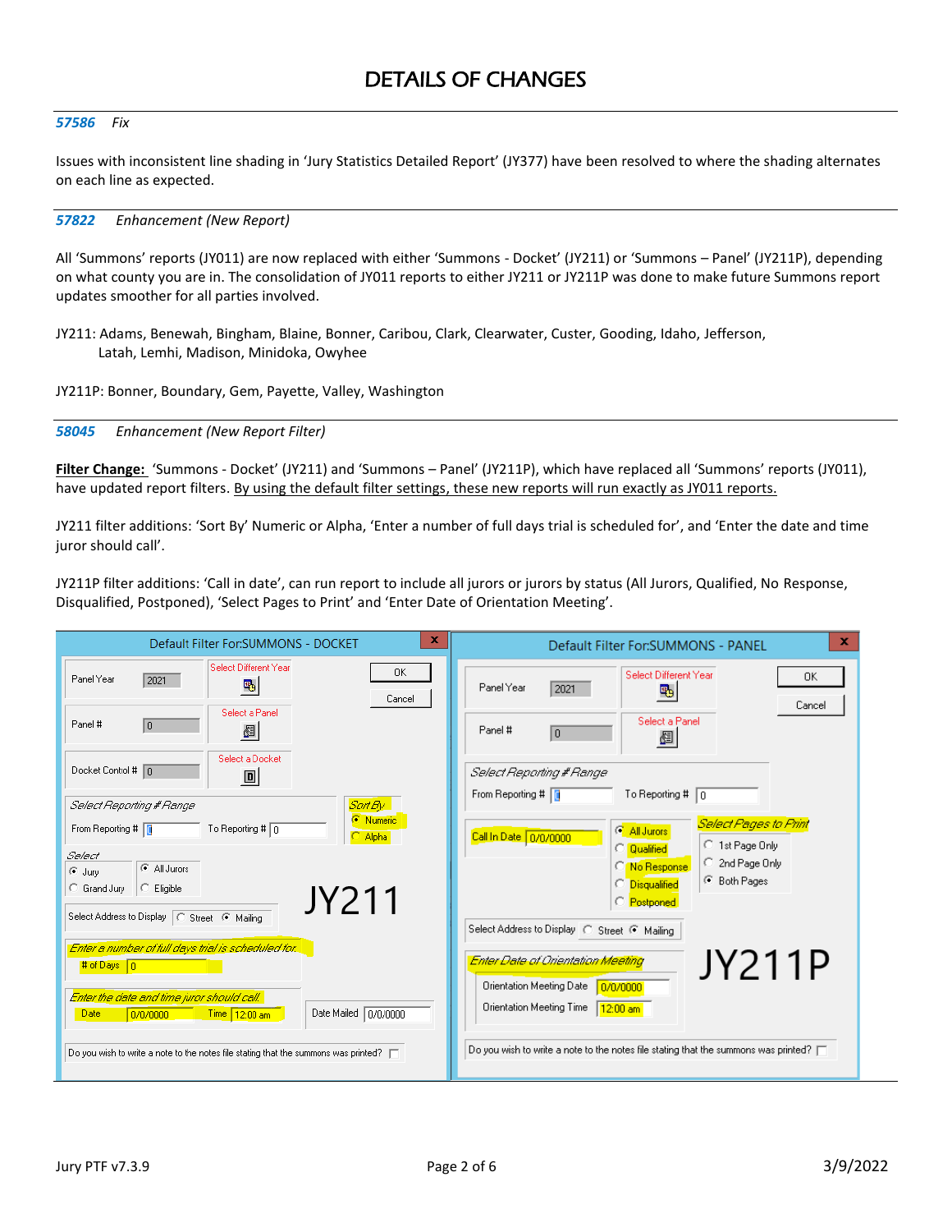# DETAILS OF CHANGES

*57586 Fix*

Issues with inconsistent line shading in 'Jury Statistics Detailed Report' (JY377) have been resolved to where the shading alternates on each line as expected.

*57822 Enhancement (New Report)*

All 'Summons' reports (JY011) are now replaced with either 'Summons - Docket' (JY211) or 'Summons – Panel' (JY211P), depending on what county you are in. The consolidation of JY011 reports to either JY211 or JY211P was done to make future Summons report updates smoother for all parties involved.

JY211: Adams, Benewah, Bingham, Blaine, Bonner, Caribou, Clark, Clearwater, Custer, Gooding, Idaho, Jefferson, Latah, Lemhi, Madison, Minidoka, Owyhee

JY211P: Bonner, Boundary, Gem, Payette, Valley, Washington

*58045 Enhancement (New Report Filter)*

**Filter Change:** 'Summons - Docket' (JY211) and 'Summons – Panel' (JY211P), which have replaced all 'Summons' reports (JY011), have updated report filters. By using the default filter settings, these new reports will run exactly as JY011 reports.

JY211 filter additions: 'Sort By' Numeric or Alpha, 'Enter a number of full days trial is scheduled for', and 'Enter the date and time juror should call'.

JY211P filter additions: 'Call in date', can run report to include all jurors or jurors by status (All Jurors, Qualified, No Response, Disqualified, Postponed), 'Select Pages to Print' and 'Enter Date of Orientation Meeting'.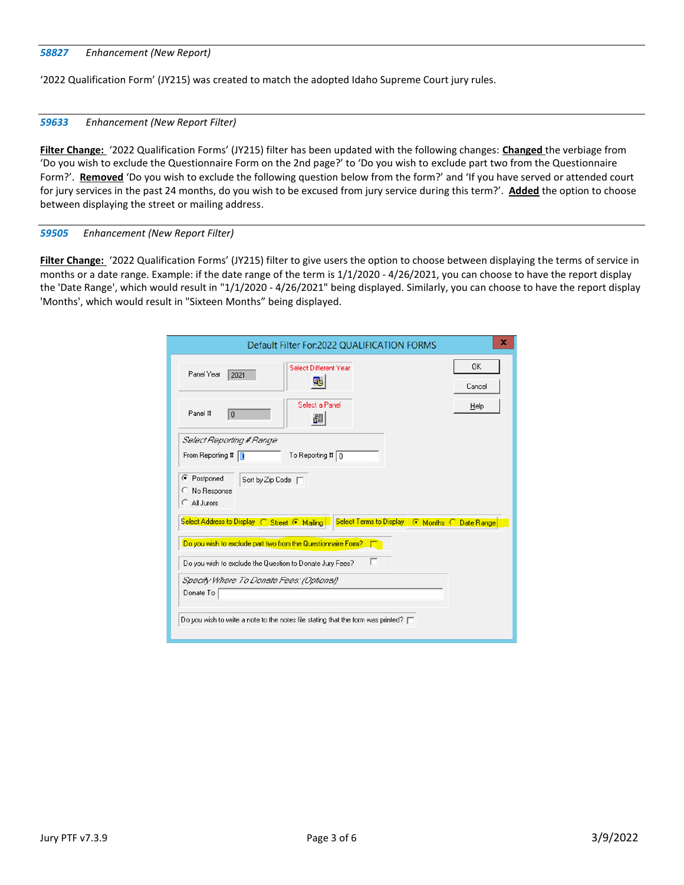*58827 Enhancement (New Report)*

'2022 Qualification Form' (JY215) was created to match the adopted Idaho Supreme Court jury rules.

*59633 Enhancement (New Report Filter)*

**Filter Change:** '2022 Qualification Forms' (JY215) filter has been updated with the following changes: **Changed** the verbiage from 'Do you wish to exclude the Questionnaire Form on the 2nd page?' to 'Do you wish to exclude part two from the Questionnaire Form?'. **Removed** 'Do you wish to exclude the following question below from the form?' and 'If you have served or attended court for jury services in the past 24 months, do you wish to be excused from jury service during this term?'. **Added** the option to choose between displaying the street or mailing address.

*59505 Enhancement (New Report Filter)*

**Filter Change:** '2022 Qualification Forms' (JY215) filter to give users the option to choose between displaying the terms of service in months or a date range. Example: if the date range of the term is 1/1/2020 - 4/26/2021, you can choose to have the report display the 'Date Range', which would result in "1/1/2020 - 4/26/2021" being displayed. Similarly, you can choose to have the report display 'Months', which would result in "Sixteen Months" being displayed.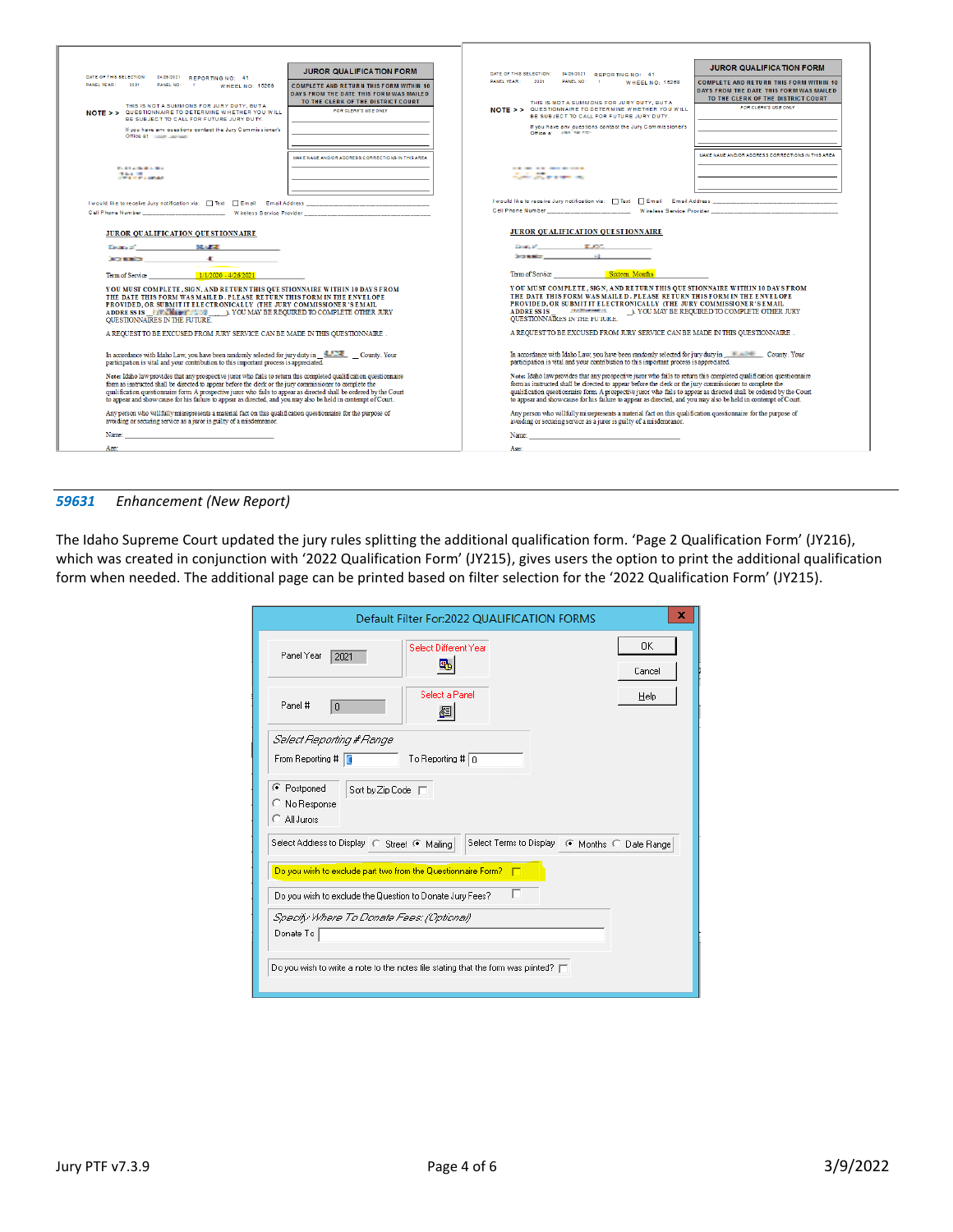**JUROR QUALIFICATION FORM**

COMPLETE AND RETURN THIS FORM WITHIN 10 DAYS FROM THE DATE THIS FORM WAS MAILED TO THE CLERK OF THE DISTRICT COURT

DATE OF THIS SELECTION: 04/26/2021 REPORTING NO: 41
PANEL YEAR: 2021 PANEL NO: 1 WHEEL NO: 15268

NOTE > > THIS IS NOT A SUMMONS FOR JURY DUTY, BUT A QUESTIONNAIRE TO DETERMINE WHETHER YOU WILL BE SUBJECT TO CALL FOR FUTURE JURY DUTY.

If you have any questions contact the Jury Commissioner's Office at

FOR CLERK'S USE ONLY

MAKE NAME AND/OR ADDRESS CORRECTIONS IN THIS AREA

I would like to receive Jury notification via: ☐ Text ☐ Email Email Address ______
Cell Phone Number ______ Wireless Service Provider ______

**JUROR QUALIFICATION QUESTIONNAIRE**

Term of Service 1/1/2020 - 4/26/2021

YOU MUST COMPLETE, SIGN, AND RETURN THIS QUESTIONNAIRE WITHIN 10 DAYS FROM THE DATE THIS FORM WAS MAILED. PLEASE RETURN THIS FORM IN THE ENVELOPE PROVIDED, OR SUBMIT IT ELECTRONICALLY (THE JURY COMMISSIONER'S EMAIL ADDRESS IS ______). YOU MAY BE REQUIRED TO COMPLETE OTHER JURY QUESTIONNAIRES IN THE FUTURE.

A REQUEST TO BE EXCUSED FROM JURY SERVICE CAN BE MADE IN THIS QUESTIONNAIRE.

In accordance with Idaho Law, you have been randomly selected for jury duty in ______ County. Your participation is vital and your contribution to this important process is appreciated.

Note: Idaho law provides that any prospective juror who fails to return this completed qualification questionnaire form as instructed shall be directed to appear before the clerk or the jury commissioner to complete the qualification questionnaire form. A prospective juror who fails to appear as directed shall be ordered by the Court to appear and show cause for his failure to appear as directed, and you may also be held in contempt of Court.

Any person who willfully misrepresents a material fact on this qualification questionnaire for the purpose of avoiding or securing service as a juror is guilty of a misdemeanor.

Name: ______

Age:

**JUROR QUALIFICATION FORM** (second example)

Term of Service Sixteen Months

---

***59631*** ***Enhancement (New Report)***

The Idaho Supreme Court updated the jury rules splitting the additional qualification form. 'Page 2 Qualification Form' (JY216), which was created in conjunction with '2022 Qualification Form' (JY215), gives users the option to print the additional qualification form when needed. The additional page can be printed based on filter selection for the '2022 Qualification Form' (JY215).

**Default Filter For:2022 QUALIFICATION FORMS**

- Panel Year: 2021 — Select Different Year
- Panel #: 0 — Select a Panel
- Select Reporting # Range: From Reporting # ___ To Reporting # 0
- ◉ Postponed ○ No Response ○ All Jurors — Sort by Zip Code ☐
- Select Address to Display: ○ Street ◉ Mailing
- Select Terms to Display: ◉ Months ○ Date Range
- Do you wish to exclude part two from the Questionnaire Form? ☐
- Do you wish to exclude the Question to Donate Jury Fees? ☐
- Specify Where To Donate Fees: (Optional) Donate To ______
- Do you wish to write a note to the notes file stating that the form was pinted? ☐

OK | Cancel | Help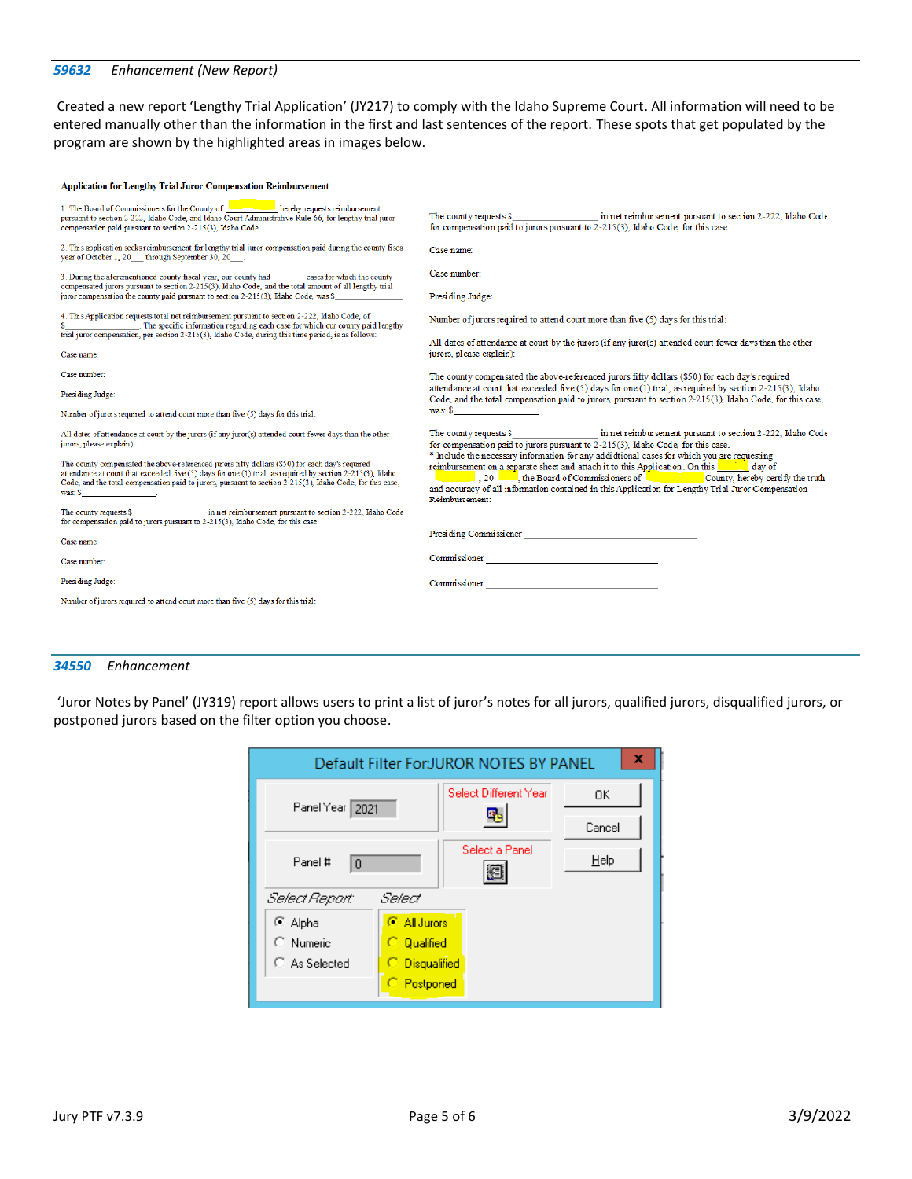### *59632 Enhancement (New Report)*

Created a new report 'Lengthy Trial Application' (JY217) to comply with the Idaho Supreme Court. All information will need to be entered manually other than the information in the first and last sentences of the report. These spots that get populated by the program are shown by the highlighted areas in images below.

**Application for Lengthy Trial Juror Compensation Reimbursement**

1. The Board of Commissioners for the County of __________ hereby requests reimbursement pursuant to section 2-222, Idaho Code, and Idaho Court Administrative Rule 66, for lengthy trial juror compensation paid pursuant to section 2-215(3), Idaho Code.

2. This application seeks reimbursement for lengthy trial juror compensation paid during the county fiscal year of October 1, 20___ through September 30, 20___.

3. During the aforementioned county fiscal year, our county had _______ cases for which the county compensated jurors pursuant to section 2-215(3), Idaho Code, and the total amount of all lengthy trial juror compensation the county paid pursuant to section 2-215(3), Idaho Code, was $_______________

4. This Application requests total net reimbursement pursuant to section 2-222, Idaho Code, of $_______________. The specific information regarding each case for which our county paid lengthy trial juror compensation, per section 2-215(3), Idaho Code, during this time period, is as follows:

Case name:

Case number:

Presiding Judge:

Number of jurors required to attend court more than five (5) days for this trial:

All dates of attendance at court by the jurors (if any juror(s) attended court fewer days than the other jurors, please explain):

The county compensated the above-referenced jurors fifty dollars ($50) for each day's required attendance at court that exceeded five (5) days for one (1) trial, as required by section 2-215(3), Idaho Code, and the total compensation paid to jurors, pursuant to section 2-215(3), Idaho Code, for this case, was: $_______________.

The county requests $_______________ in net reimbursement pursuant to section 2-222, Idaho Code for compensation paid to jurors pursuant to 2-215(3), Idaho Code, for this case.

Case name:

Case number:

Presiding Judge:

Number of jurors required to attend court more than five (5) days for this trial:

The county requests $_______________ in net reimbursement pursuant to section 2-222, Idaho Code for compensation paid to jurors pursuant to 2-215(3), Idaho Code, for this case.

Case name:

Case number:

Presiding Judge:

Number of jurors required to attend court more than five (5) days for this trial:

All dates of attendance at court by the jurors (if any juror(s) attended court fewer days than the other jurors, please explain):

The county compensated the above-referenced jurors fifty dollars ($50) for each day's required attendance at court that exceeded five (5) days for one (1) trial, as required by section 2-215(3), Idaho Code, and the total compensation paid to jurors, pursuant to section 2-215(3), Idaho Code, for this case, was: $_______________.

The county requests $_______________ in net reimbursement pursuant to section 2-222, Idaho Code for compensation paid to jurors pursuant to 2-215(3), Idaho Code, for this case.
\* Include the necessary information for any additional cases for which you are requesting reimbursement on a separate sheet and attach it to this Application. On this ______ day of __________, 20___, the Board of Commissioners of __________ County, hereby certify the truth and accuracy of all information contained in this Application for Lengthy Trial Juror Compensation Reimbursement:

Presiding Commissioner _______________________________

Commissioner _______________________________

Commissioner _______________________________

### *34550 Enhancement*

'Juror Notes by Panel' (JY319) report allows users to print a list of juror's notes for all jurors, qualified jurors, disqualified jurors, or postponed jurors based on the filter option you choose.

**Default Filter For:JUROR NOTES BY PANEL**

- Panel Year: 2021 — Select Different Year
- Panel #: 0 — Select a Panel
- Buttons: OK, Cancel, Help
- Select Report: Alpha (selected), Numeric, As Selected
- Select: All Jurors (selected), Qualified, Disqualified, Postponed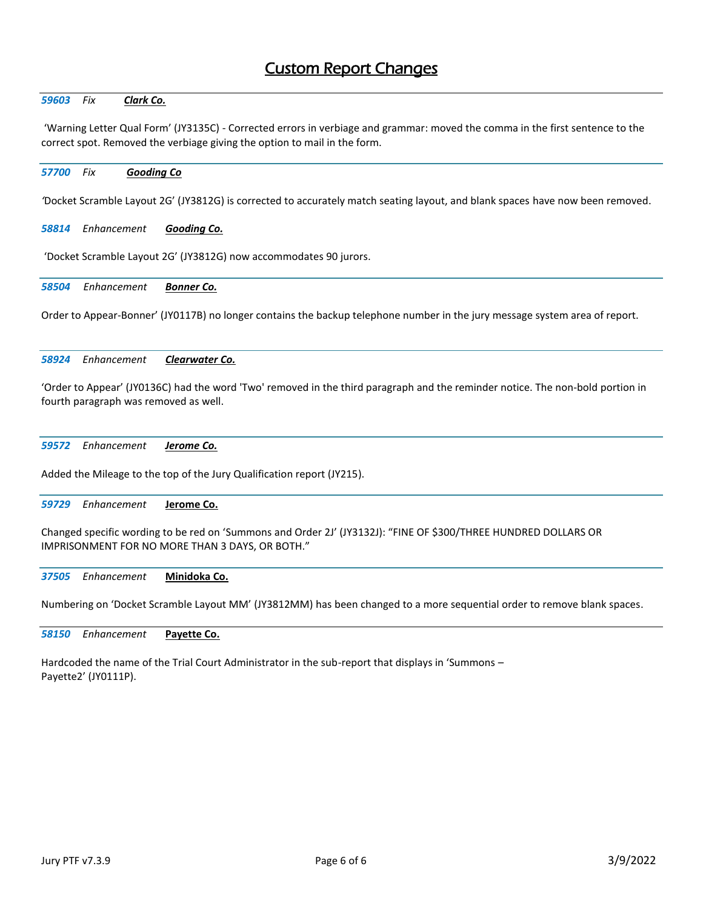# Custom Report Changes

***59603*** *Fix* ***Clark Co.***

'Warning Letter Qual Form' (JY3135C) - Corrected errors in verbiage and grammar: moved the comma in the first sentence to the correct spot. Removed the verbiage giving the option to mail in the form.

***57700*** *Fix* ***Gooding Co***

'Docket Scramble Layout 2G' (JY3812G) is corrected to accurately match seating layout, and blank spaces have now been removed.

***58814*** *Enhancement* ***Gooding Co.***

'Docket Scramble Layout 2G' (JY3812G) now accommodates 90 jurors.

***58504*** *Enhancement* ***Bonner Co.***

Order to Appear-Bonner' (JY0117B) no longer contains the backup telephone number in the jury message system area of report.

***58924*** *Enhancement* ***Clearwater Co.***

'Order to Appear' (JY0136C) had the word 'Two' removed in the third paragraph and the reminder notice. The non-bold portion in fourth paragraph was removed as well.

***59572*** *Enhancement* ***Jerome Co.***

Added the Mileage to the top of the Jury Qualification report (JY215).

***59729*** *Enhancement* **Jerome Co.**

Changed specific wording to be red on 'Summons and Order 2J' (JY3132J): "FINE OF $300/THREE HUNDRED DOLLARS OR IMPRISONMENT FOR NO MORE THAN 3 DAYS, OR BOTH."

***37505*** *Enhancement* **Minidoka Co.**

Numbering on 'Docket Scramble Layout MM' (JY3812MM) has been changed to a more sequential order to remove blank spaces.

***58150*** *Enhancement* **Payette Co.**

Hardcoded the name of the Trial Court Administrator in the sub-report that displays in 'Summons – Payette2' (JY0111P).